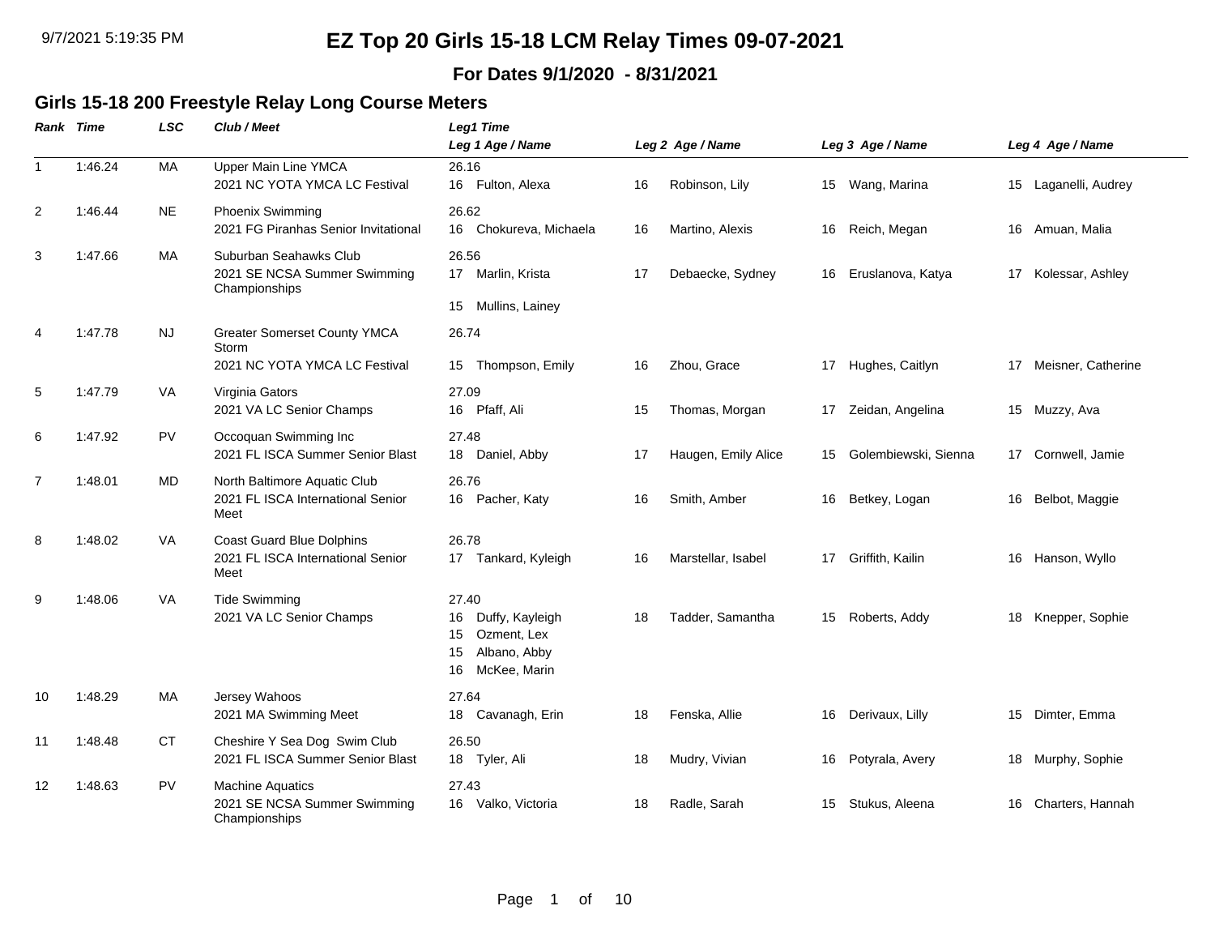# EZ Top 20 Girls 15-18 LCM Relay Times 09-07-2021

**For Dates 9/1/2020 - 8/31/2021**

## Girls 15-18 200 Freestyle Relay Long Course Meters

| Rank | Time | LSC | Club / Meet | Leg1 Time / Leg 1 Age / Name | Leg 2 Age / Name | Leg 3 Age / Name | Leg 4 Age / Name |
|---|---|---|---|---|---|---|---|
| 1 | 1:46.24 | MA | Upper Main Line YMCA<br>2021 NC YOTA YMCA LC Festival | 26.16<br>16 Fulton, Alexa | 16 Robinson, Lily | 15 Wang, Marina | 15 Laganelli, Audrey |
| 2 | 1:46.44 | NE | Phoenix Swimming<br>2021 FG Piranhas Senior Invitational | 26.62<br>16 Chokureva, Michaela | 16 Martino, Alexis | 16 Reich, Megan | 16 Amuan, Malia |
| 3 | 1:47.66 | MA | Suburban Seahawks Club<br>2021 SE NCSA Summer Swimming Championships | 26.56<br>17 Marlin, Krista<br>15 Mullins, Lainey | 17 Debaecke, Sydney | 16 Eruslanova, Katya | 17 Kolessar, Ashley |
| 4 | 1:47.78 | NJ | Greater Somerset County YMCA Storm<br>2021 NC YOTA YMCA LC Festival | 26.74<br>15 Thompson, Emily | 16 Zhou, Grace | 17 Hughes, Caitlyn | 17 Meisner, Catherine |
| 5 | 1:47.79 | VA | Virginia Gators<br>2021 VA LC Senior Champs | 27.09<br>16 Pfaff, Ali | 15 Thomas, Morgan | 17 Zeidan, Angelina | 15 Muzzy, Ava |
| 6 | 1:47.92 | PV | Occoquan Swimming Inc<br>2021 FL ISCA Summer Senior Blast | 27.48<br>18 Daniel, Abby | 17 Haugen, Emily Alice | 15 Golembiewski, Sienna | 17 Cornwell, Jamie |
| 7 | 1:48.01 | MD | North Baltimore Aquatic Club<br>2021 FL ISCA International Senior Meet | 26.76<br>16 Pacher, Katy | 16 Smith, Amber | 16 Betkey, Logan | 16 Belbot, Maggie |
| 8 | 1:48.02 | VA | Coast Guard Blue Dolphins<br>2021 FL ISCA International Senior Meet | 26.78<br>17 Tankard, Kyleigh | 16 Marstellar, Isabel | 17 Griffith, Kailin | 16 Hanson, Wyllo |
| 9 | 1:48.06 | VA | Tide Swimming<br>2021 VA LC Senior Champs | 27.40<br>16 Duffy, Kayleigh<br>15 Ozment, Lex<br>15 Albano, Abby<br>16 McKee, Marin | 18 Tadder, Samantha | 15 Roberts, Addy | 18 Knepper, Sophie |
| 10 | 1:48.29 | MA | Jersey Wahoos<br>2021 MA Swimming Meet | 27.64<br>18 Cavanagh, Erin | 18 Fenska, Allie | 16 Derivaux, Lilly | 15 Dimter, Emma |
| 11 | 1:48.48 | CT | Cheshire Y Sea Dog Swim Club<br>2021 FL ISCA Summer Senior Blast | 26.50<br>18 Tyler, Ali | 18 Mudry, Vivian | 16 Potyrala, Avery | 18 Murphy, Sophie |
| 12 | 1:48.63 | PV | Machine Aquatics<br>2021 SE NCSA Summer Swimming Championships | 27.43<br>16 Valko, Victoria | 18 Radle, Sarah | 15 Stukus, Aleena | 16 Charters, Hannah |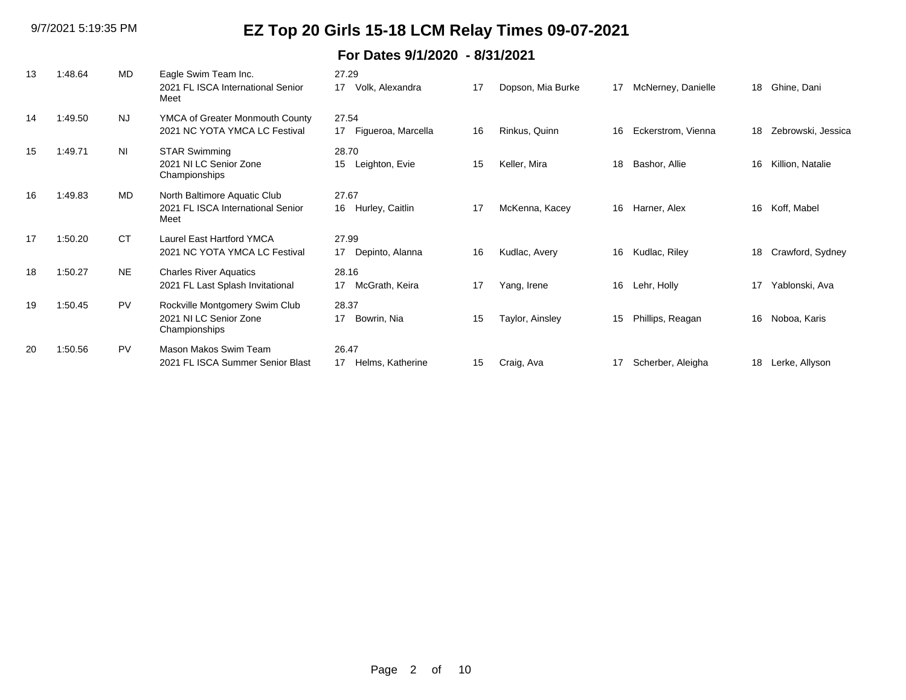# EZ Top 20 Girls 15-18 LCM Relay Times 09-07-2021

## For Dates 9/1/2020 - 8/31/2021

| Rank | Time | LSC | Team / Meet | Age | Swimmer 1 (Split) | Age | Swimmer 2 | Age | Swimmer 3 | Age | Swimmer 4 |
|---|---|---|---|---|---|---|---|---|---|---|---|
| 13 | 1:48.64 | MD | Eagle Swim Team Inc. / 2021 FL ISCA International Senior Meet | 17 | Volk, Alexandra (27.29) | 17 | Dopson, Mia Burke | 17 | McNerney, Danielle | 18 | Ghine, Dani |
| 14 | 1:49.50 | NJ | YMCA of Greater Monmouth County / 2021 NC YOTA YMCA LC Festival | 17 | Figueroa, Marcella (27.54) | 16 | Rinkus, Quinn | 16 | Eckerstrom, Vienna | 18 | Zebrowski, Jessica |
| 15 | 1:49.71 | NI | STAR Swimming / 2021 NI LC Senior Zone Championships | 15 | Leighton, Evie (28.70) | 15 | Keller, Mira | 18 | Bashor, Allie | 16 | Killion, Natalie |
| 16 | 1:49.83 | MD | North Baltimore Aquatic Club / 2021 FL ISCA International Senior Meet | 16 | Hurley, Caitlin (27.67) | 17 | McKenna, Kacey | 16 | Harner, Alex | 16 | Koff, Mabel |
| 17 | 1:50.20 | CT | Laurel East Hartford YMCA / 2021 NC YOTA YMCA LC Festival | 17 | Depinto, Alanna (27.99) | 16 | Kudlac, Avery | 16 | Kudlac, Riley | 18 | Crawford, Sydney |
| 18 | 1:50.27 | NE | Charles River Aquatics / 2021 FL Last Splash Invitational | 17 | McGrath, Keira (28.16) | 17 | Yang, Irene | 16 | Lehr, Holly | 17 | Yablonski, Ava |
| 19 | 1:50.45 | PV | Rockville Montgomery Swim Club / 2021 NI LC Senior Zone Championships | 17 | Bowrin, Nia (28.37) | 15 | Taylor, Ainsley | 15 | Phillips, Reagan | 16 | Noboa, Karis |
| 20 | 1:50.56 | PV | Mason Makos Swim Team / 2021 FL ISCA Summer Senior Blast | 17 | Helms, Katherine (26.47) | 15 | Craig, Ava | 17 | Scherber, Aleigha | 18 | Lerke, Allyson |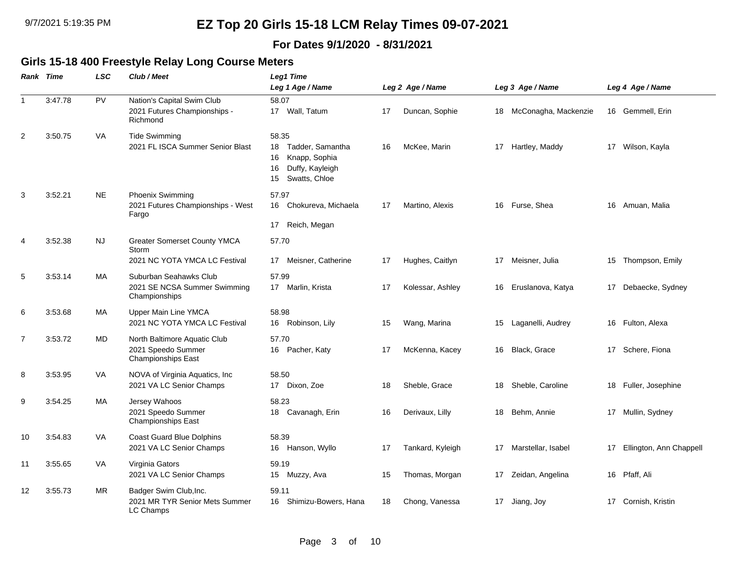# EZ Top 20 Girls 15-18 LCM Relay Times 09-07-2021

**For Dates 9/1/2020 - 8/31/2021**

## Girls 15-18 400 Freestyle Relay Long Course Meters

| Rank | Time | LSC | Club / Meet | Leg1 Time / Leg 1 Age / Name | Leg 2 Age / Name | Leg 3 Age / Name | Leg 4 Age / Name |
|---|---|---|---|---|---|---|---|
| 1 | 3:47.78 | PV | Nation's Capital Swim Club<br>2021 Futures Championships - Richmond | 58.07<br>17 Wall, Tatum | 17 Duncan, Sophie | 18 McConagha, Mackenzie | 16 Gemmell, Erin |
| 2 | 3:50.75 | VA | Tide Swimming<br>2021 FL ISCA Summer Senior Blast | 58.35<br>18 Tadder, Samantha<br>16 Knapp, Sophia<br>16 Duffy, Kayleigh<br>15 Swatts, Chloe | 16 McKee, Marin | 17 Hartley, Maddy | 17 Wilson, Kayla |
| 3 | 3:52.21 | NE | Phoenix Swimming<br>2021 Futures Championships - West Fargo | 57.97<br>16 Chokureva, Michaela<br>17 Reich, Megan | 17 Martino, Alexis | 16 Furse, Shea | 16 Amuan, Malia |
| 4 | 3:52.38 | NJ | Greater Somerset County YMCA Storm<br>2021 NC YOTA YMCA LC Festival | 57.70<br>17 Meisner, Catherine | 17 Hughes, Caitlyn | 17 Meisner, Julia | 15 Thompson, Emily |
| 5 | 3:53.14 | MA | Suburban Seahawks Club<br>2021 SE NCSA Summer Swimming Championships | 57.99<br>17 Marlin, Krista | 17 Kolessar, Ashley | 16 Eruslanova, Katya | 17 Debaecke, Sydney |
| 6 | 3:53.68 | MA | Upper Main Line YMCA<br>2021 NC YOTA YMCA LC Festival | 58.98<br>16 Robinson, Lily | 15 Wang, Marina | 15 Laganelli, Audrey | 16 Fulton, Alexa |
| 7 | 3:53.72 | MD | North Baltimore Aquatic Club<br>2021 Speedo Summer Championships East | 57.70<br>16 Pacher, Katy | 17 McKenna, Kacey | 16 Black, Grace | 17 Schere, Fiona |
| 8 | 3:53.95 | VA | NOVA of Virginia Aquatics, Inc<br>2021 VA LC Senior Champs | 58.50<br>17 Dixon, Zoe | 18 Sheble, Grace | 18 Sheble, Caroline | 18 Fuller, Josephine |
| 9 | 3:54.25 | MA | Jersey Wahoos<br>2021 Speedo Summer Championships East | 58.23<br>18 Cavanagh, Erin | 16 Derivaux, Lilly | 18 Behm, Annie | 17 Mullin, Sydney |
| 10 | 3:54.83 | VA | Coast Guard Blue Dolphins<br>2021 VA LC Senior Champs | 58.39<br>16 Hanson, Wyllo | 17 Tankard, Kyleigh | 17 Marstellar, Isabel | 17 Ellington, Ann Chappell |
| 11 | 3:55.65 | VA | Virginia Gators<br>2021 VA LC Senior Champs | 59.19<br>15 Muzzy, Ava | 15 Thomas, Morgan | 17 Zeidan, Angelina | 16 Pfaff, Ali |
| 12 | 3:55.73 | MR | Badger Swim Club,Inc.<br>2021 MR TYR Senior Mets Summer LC Champs | 59.11<br>16 Shimizu-Bowers, Hana | 18 Chong, Vanessa | 17 Jiang, Joy | 17 Cornish, Kristin |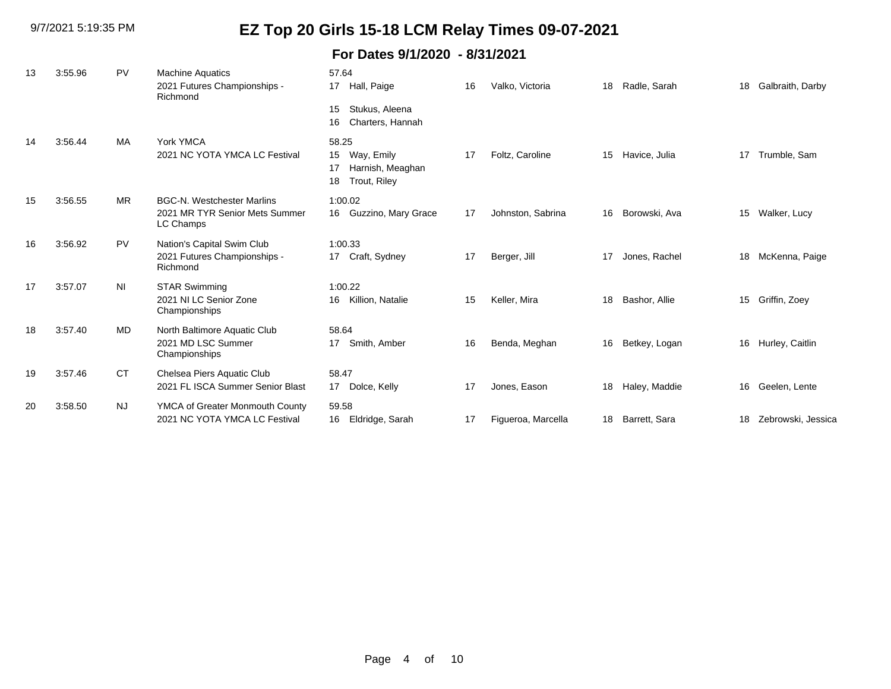# EZ Top 20 Girls 15-18 LCM Relay Times 09-07-2021

## For Dates 9/1/2020 - 8/31/2021

| Rank | Time | LSC | Team / Meet | Split / Swimmer 1 | Swimmer 2 | Swimmer 3 | Swimmer 4 |
|---|---|---|---|---|---|---|---|
| 13 | 3:55.96 | PV | Machine Aquatics<br>2021 Futures Championships - Richmond | 57.64<br>17 Hall, Paige<br>15 Stukus, Aleena<br>16 Charters, Hannah | 16 Valko, Victoria | 18 Radle, Sarah | 18 Galbraith, Darby |
| 14 | 3:56.44 | MA | York YMCA<br>2021 NC YOTA YMCA LC Festival | 58.25<br>15 Way, Emily<br>17 Harnish, Meaghan<br>18 Trout, Riley | 17 Foltz, Caroline | 15 Havice, Julia | 17 Trumble, Sam |
| 15 | 3:56.55 | MR | BGC-N. Westchester Marlins<br>2021 MR TYR Senior Mets Summer LC Champs | 1:00.02<br>16 Guzzino, Mary Grace | 17 Johnston, Sabrina | 16 Borowski, Ava | 15 Walker, Lucy |
| 16 | 3:56.92 | PV | Nation's Capital Swim Club<br>2021 Futures Championships - Richmond | 1:00.33<br>17 Craft, Sydney | 17 Berger, Jill | 17 Jones, Rachel | 18 McKenna, Paige |
| 17 | 3:57.07 | NI | STAR Swimming<br>2021 NI LC Senior Zone Championships | 1:00.22<br>16 Killion, Natalie | 15 Keller, Mira | 18 Bashor, Allie | 15 Griffin, Zoey |
| 18 | 3:57.40 | MD | North Baltimore Aquatic Club<br>2021 MD LSC Summer Championships | 58.64<br>17 Smith, Amber | 16 Benda, Meghan | 16 Betkey, Logan | 16 Hurley, Caitlin |
| 19 | 3:57.46 | CT | Chelsea Piers Aquatic Club<br>2021 FL ISCA Summer Senior Blast | 58.47<br>17 Dolce, Kelly | 17 Jones, Eason | 18 Haley, Maddie | 16 Geelen, Lente |
| 20 | 3:58.50 | NJ | YMCA of Greater Monmouth County<br>2021 NC YOTA YMCA LC Festival | 59.58<br>16 Eldridge, Sarah | 17 Figueroa, Marcella | 18 Barrett, Sara | 18 Zebrowski, Jessica |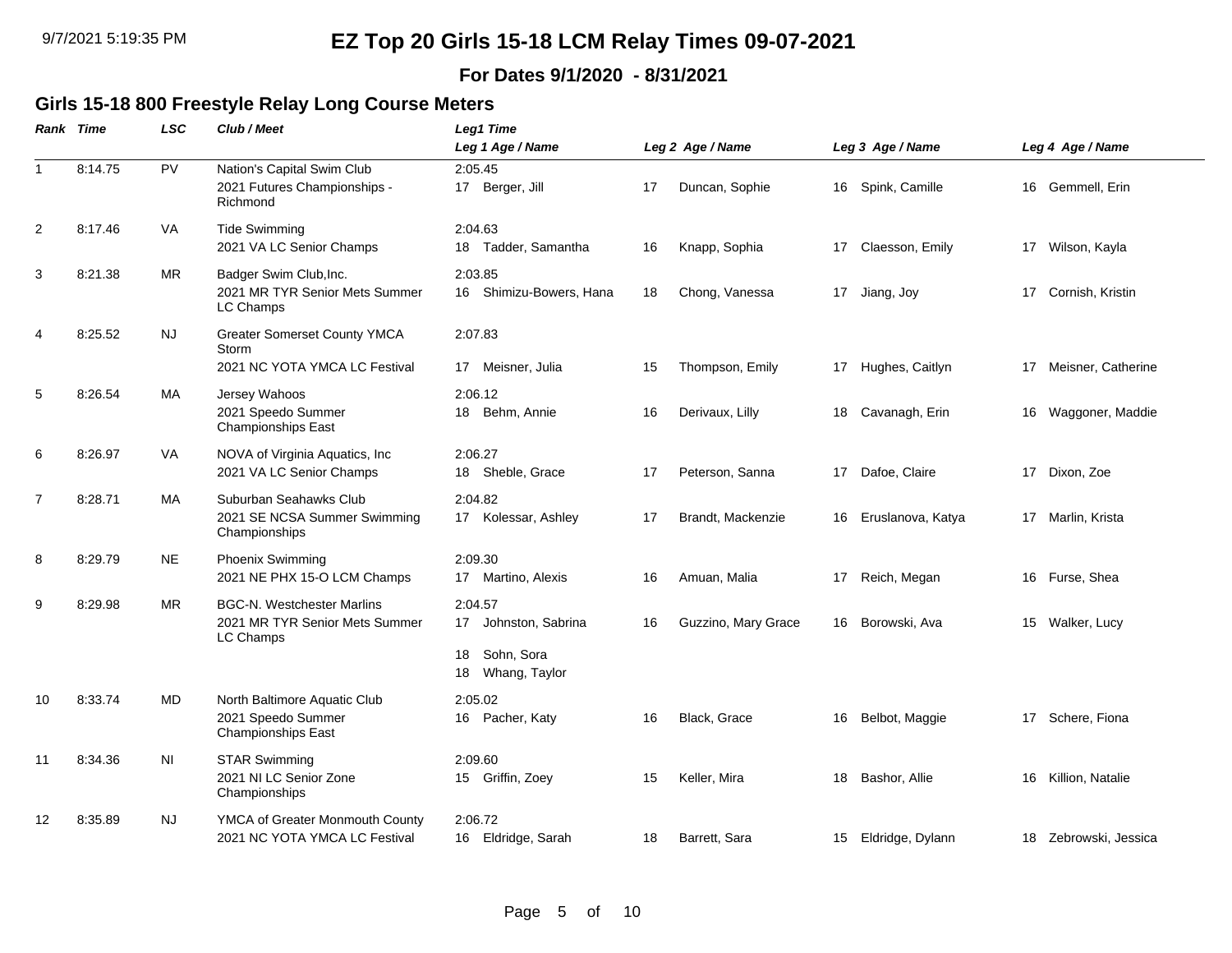# EZ Top 20 Girls 15-18 LCM Relay Times 09-07-2021

**For Dates 9/1/2020 - 8/31/2021**

## Girls 15-18 800 Freestyle Relay Long Course Meters

| Rank | Time | LSC | Club / Meet | Leg1 Time / Leg 1 Age / Name | Leg 2 Age / Name | Leg 3 Age / Name | Leg 4 Age / Name |
|---|---|---|---|---|---|---|---|
| 1 | 8:14.75 | PV | Nation's Capital Swim Club<br>2021 Futures Championships - Richmond | 2:05.45<br>17 Berger, Jill | 17 Duncan, Sophie | 16 Spink, Camille | 16 Gemmell, Erin |
| 2 | 8:17.46 | VA | Tide Swimming<br>2021 VA LC Senior Champs | 2:04.63<br>18 Tadder, Samantha | 16 Knapp, Sophia | 17 Claesson, Emily | 17 Wilson, Kayla |
| 3 | 8:21.38 | MR | Badger Swim Club,Inc.<br>2021 MR TYR Senior Mets Summer LC Champs | 2:03.85<br>16 Shimizu-Bowers, Hana | 18 Chong, Vanessa | 17 Jiang, Joy | 17 Cornish, Kristin |
| 4 | 8:25.52 | NJ | Greater Somerset County YMCA Storm<br>2021 NC YOTA YMCA LC Festival | 2:07.83<br>17 Meisner, Julia | 15 Thompson, Emily | 17 Hughes, Caitlyn | 17 Meisner, Catherine |
| 5 | 8:26.54 | MA | Jersey Wahoos<br>2021 Speedo Summer Championships East | 2:06.12<br>18 Behm, Annie | 16 Derivaux, Lilly | 18 Cavanagh, Erin | 16 Waggoner, Maddie |
| 6 | 8:26.97 | VA | NOVA of Virginia Aquatics, Inc<br>2021 VA LC Senior Champs | 2:06.27<br>18 Sheble, Grace | 17 Peterson, Sanna | 17 Dafoe, Claire | 17 Dixon, Zoe |
| 7 | 8:28.71 | MA | Suburban Seahawks Club<br>2021 SE NCSA Summer Swimming Championships | 2:04.82<br>17 Kolessar, Ashley | 17 Brandt, Mackenzie | 16 Eruslanova, Katya | 17 Marlin, Krista |
| 8 | 8:29.79 | NE | Phoenix Swimming<br>2021 NE PHX 15-O LCM Champs | 2:09.30<br>17 Martino, Alexis | 16 Amuan, Malia | 17 Reich, Megan | 16 Furse, Shea |
| 9 | 8:29.98 | MR | BGC-N. Westchester Marlins<br>2021 MR TYR Senior Mets Summer LC Champs | 2:04.57<br>17 Johnston, Sabrina<br>18 Sohn, Sora<br>18 Whang, Taylor | 16 Guzzino, Mary Grace | 16 Borowski, Ava | 15 Walker, Lucy |
| 10 | 8:33.74 | MD | North Baltimore Aquatic Club<br>2021 Speedo Summer Championships East | 2:05.02<br>16 Pacher, Katy | 16 Black, Grace | 16 Belbot, Maggie | 17 Schere, Fiona |
| 11 | 8:34.36 | NI | STAR Swimming<br>2021 NI LC Senior Zone Championships | 2:09.60<br>15 Griffin, Zoey | 15 Keller, Mira | 18 Bashor, Allie | 16 Killion, Natalie |
| 12 | 8:35.89 | NJ | YMCA of Greater Monmouth County<br>2021 NC YOTA YMCA LC Festival | 2:06.72<br>16 Eldridge, Sarah | 18 Barrett, Sara | 15 Eldridge, Dylann | 18 Zebrowski, Jessica |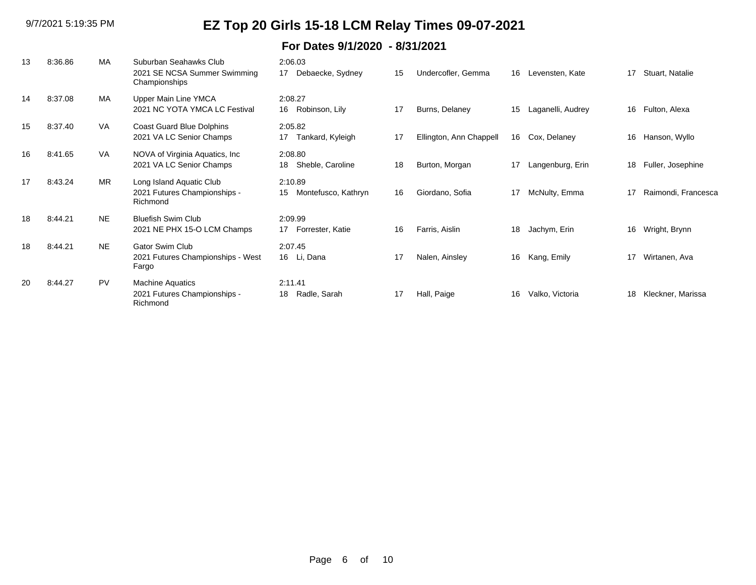# EZ Top 20 Girls 15-18 LCM Relay Times 09-07-2021

## For Dates 9/1/2020 - 8/31/2021

| Rank | Time | LSC | Team / Meet | Swimmer 1 | Swimmer 2 | Swimmer 3 | Swimmer 4 |
|---|---|---|---|---|---|---|---|
| 13 | 8:36.86 | MA | Suburban Seahawks Club<br>2021 SE NCSA Summer Swimming Championships | 2:06.03<br>17 Debaecke, Sydney | 15 Undercofler, Gemma | 16 Levensten, Kate | 17 Stuart, Natalie |
| 14 | 8:37.08 | MA | Upper Main Line YMCA<br>2021 NC YOTA YMCA LC Festival | 2:08.27<br>16 Robinson, Lily | 17 Burns, Delaney | 15 Laganelli, Audrey | 16 Fulton, Alexa |
| 15 | 8:37.40 | VA | Coast Guard Blue Dolphins<br>2021 VA LC Senior Champs | 2:05.82<br>17 Tankard, Kyleigh | 17 Ellington, Ann Chappell | 16 Cox, Delaney | 16 Hanson, Wyllo |
| 16 | 8:41.65 | VA | NOVA of Virginia Aquatics, Inc<br>2021 VA LC Senior Champs | 2:08.80<br>18 Sheble, Caroline | 18 Burton, Morgan | 17 Langenburg, Erin | 18 Fuller, Josephine |
| 17 | 8:43.24 | MR | Long Island Aquatic Club<br>2021 Futures Championships - Richmond | 2:10.89<br>15 Montefusco, Kathryn | 16 Giordano, Sofia | 17 McNulty, Emma | 17 Raimondi, Francesca |
| 18 | 8:44.21 | NE | Bluefish Swim Club<br>2021 NE PHX 15-O LCM Champs | 2:09.99<br>17 Forrester, Katie | 16 Farris, Aislin | 18 Jachym, Erin | 16 Wright, Brynn |
| 18 | 8:44.21 | NE | Gator Swim Club<br>2021 Futures Championships - West Fargo | 2:07.45<br>16 Li, Dana | 17 Nalen, Ainsley | 16 Kang, Emily | 17 Wirtanen, Ava |
| 20 | 8:44.27 | PV | Machine Aquatics<br>2021 Futures Championships - Richmond | 2:11.41<br>18 Radle, Sarah | 17 Hall, Paige | 16 Valko, Victoria | 18 Kleckner, Marissa |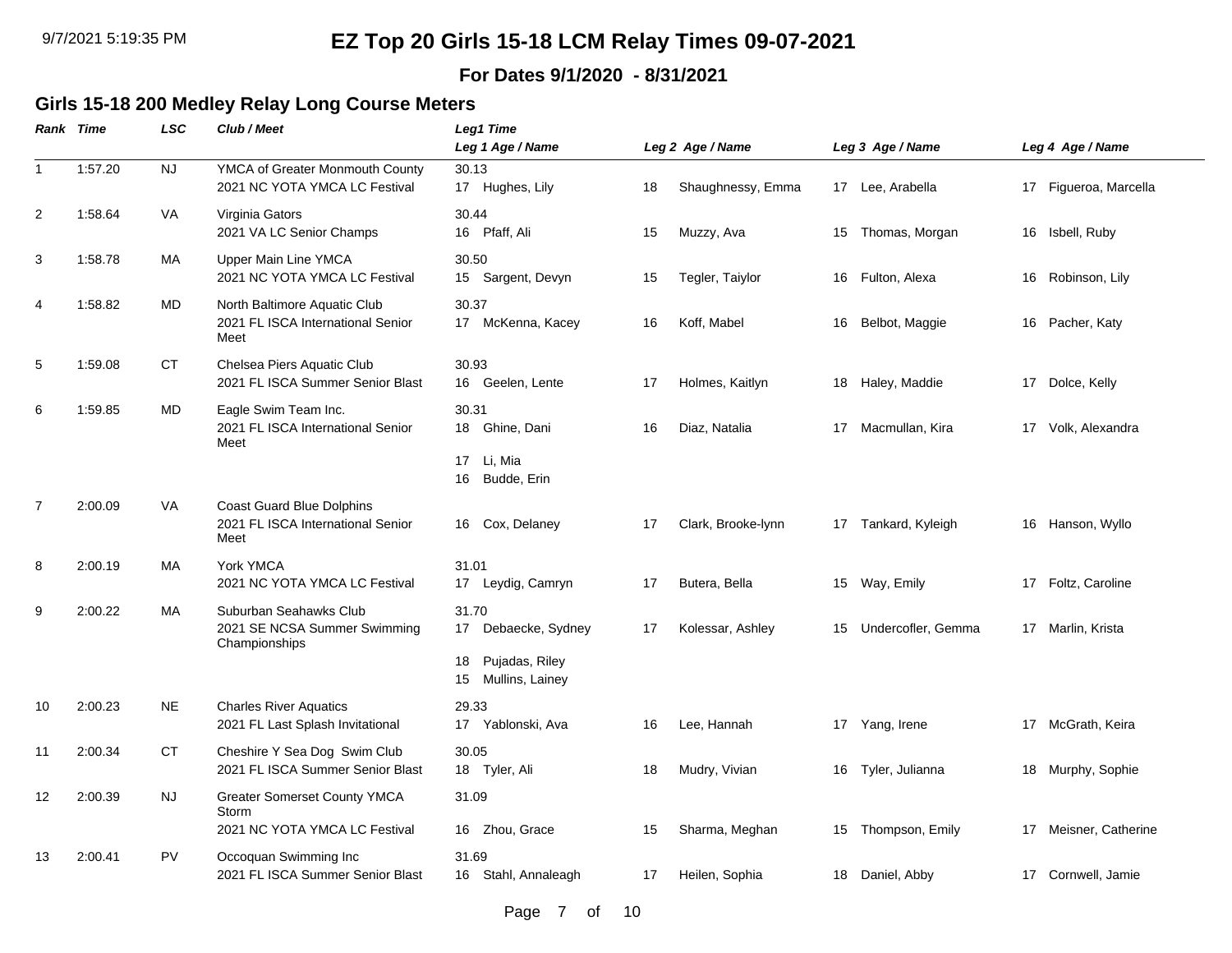# EZ Top 20 Girls 15-18 LCM Relay Times 09-07-2021

## For Dates 9/1/2020 - 8/31/2021

### Girls 15-18 200 Medley Relay Long Course Meters

| Rank | Time | LSC | Club / Meet | Leg1 Time / Leg 1 Age / Name | Leg 2 Age / Name | Leg 3 Age / Name | Leg 4 Age / Name |
|---|---|---|---|---|---|---|---|
| 1 | 1:57.20 | NJ | YMCA of Greater Monmouth County<br>2021 NC YOTA YMCA LC Festival | 30.13<br>17 Hughes, Lily | 18 Shaughnessy, Emma | 17 Lee, Arabella | 17 Figueroa, Marcella |
| 2 | 1:58.64 | VA | Virginia Gators<br>2021 VA LC Senior Champs | 30.44<br>16 Pfaff, Ali | 15 Muzzy, Ava | 15 Thomas, Morgan | 16 Isbell, Ruby |
| 3 | 1:58.78 | MA | Upper Main Line YMCA<br>2021 NC YOTA YMCA LC Festival | 30.50<br>15 Sargent, Devyn | 15 Tegler, Taiylor | 16 Fulton, Alexa | 16 Robinson, Lily |
| 4 | 1:58.82 | MD | North Baltimore Aquatic Club<br>2021 FL ISCA International Senior Meet | 30.37<br>17 McKenna, Kacey | 16 Koff, Mabel | 16 Belbot, Maggie | 16 Pacher, Katy |
| 5 | 1:59.08 | CT | Chelsea Piers Aquatic Club<br>2021 FL ISCA Summer Senior Blast | 30.93<br>16 Geelen, Lente | 17 Holmes, Kaitlyn | 18 Haley, Maddie | 17 Dolce, Kelly |
| 6 | 1:59.85 | MD | Eagle Swim Team Inc.<br>2021 FL ISCA International Senior Meet | 30.31<br>18 Ghine, Dani<br>17 Li, Mia<br>16 Budde, Erin | 16 Diaz, Natalia | 17 Macmullan, Kira | 17 Volk, Alexandra |
| 7 | 2:00.09 | VA | Coast Guard Blue Dolphins<br>2021 FL ISCA International Senior Meet | 16 Cox, Delaney | 17 Clark, Brooke-lynn | 17 Tankard, Kyleigh | 16 Hanson, Wyllo |
| 8 | 2:00.19 | MA | York YMCA<br>2021 NC YOTA YMCA LC Festival | 31.01<br>17 Leydig, Camryn | 17 Butera, Bella | 15 Way, Emily | 17 Foltz, Caroline |
| 9 | 2:00.22 | MA | Suburban Seahawks Club<br>2021 SE NCSA Summer Swimming Championships | 31.70<br>17 Debaecke, Sydney<br>18 Pujadas, Riley<br>15 Mullins, Lainey | 17 Kolessar, Ashley | 15 Undercofler, Gemma | 17 Marlin, Krista |
| 10 | 2:00.23 | NE | Charles River Aquatics<br>2021 FL Last Splash Invitational | 29.33<br>17 Yablonski, Ava | 16 Lee, Hannah | 17 Yang, Irene | 17 McGrath, Keira |
| 11 | 2:00.34 | CT | Cheshire Y Sea Dog Swim Club<br>2021 FL ISCA Summer Senior Blast | 30.05<br>18 Tyler, Ali | 18 Mudry, Vivian | 16 Tyler, Julianna | 18 Murphy, Sophie |
| 12 | 2:00.39 | NJ | Greater Somerset County YMCA Storm<br>2021 NC YOTA YMCA LC Festival | 31.09<br>16 Zhou, Grace | 15 Sharma, Meghan | 15 Thompson, Emily | 17 Meisner, Catherine |
| 13 | 2:00.41 | PV | Occoquan Swimming Inc<br>2021 FL ISCA Summer Senior Blast | 31.69<br>16 Stahl, Annaleagh | 17 Heilen, Sophia | 18 Daniel, Abby | 17 Cornwell, Jamie |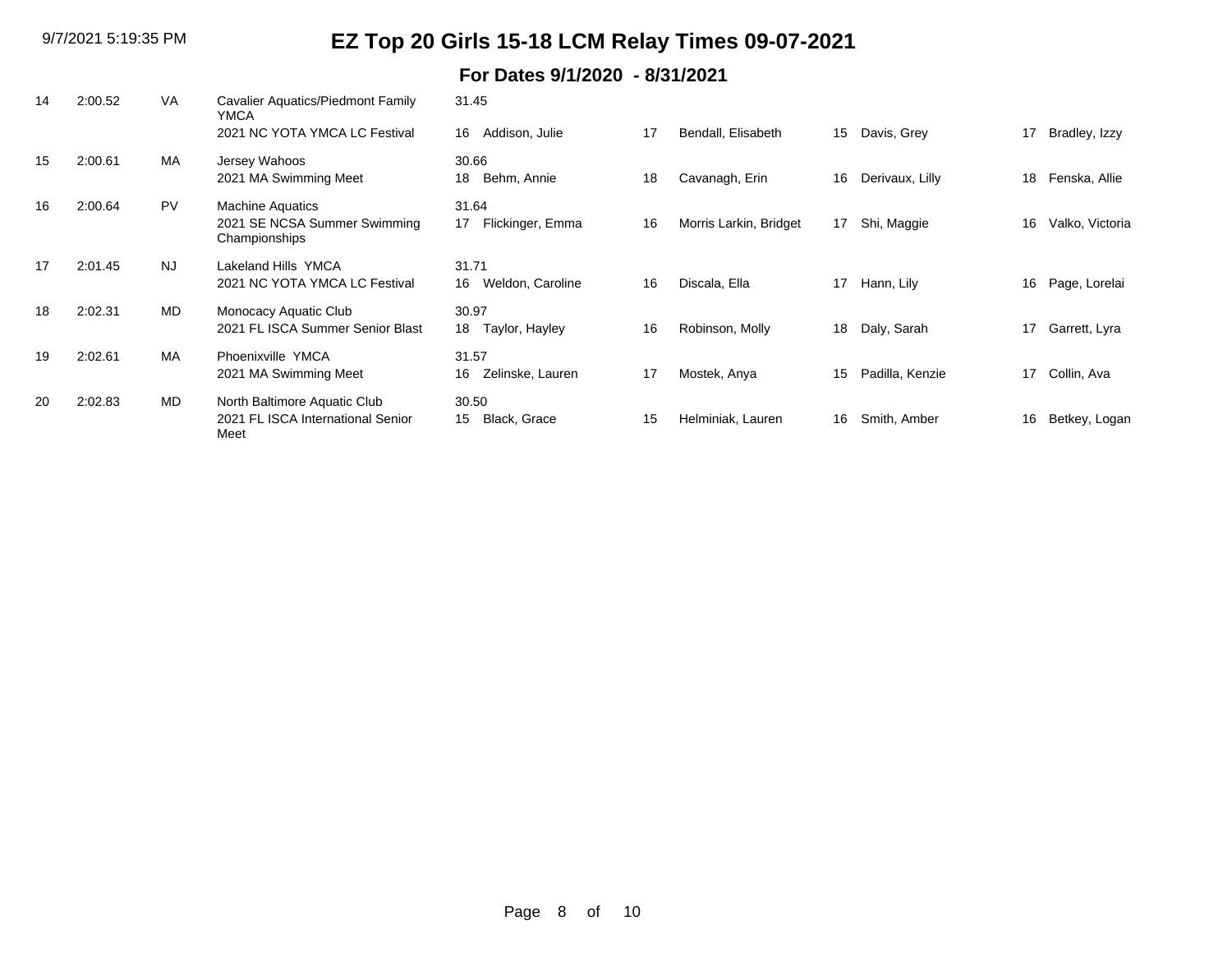# EZ Top 20 Girls 15-18 LCM Relay Times 09-07-2021

## For Dates 9/1/2020 - 8/31/2021

| Rank | Time | LSC | Team / Meet | Split | Swimmer 1 | Age | Swimmer 2 | Age | Swimmer 3 | Age | Swimmer 4 |
|---|---|---|---|---|---|---|---|---|---|---|---|
| 14 | 2:00.52 | VA | Cavalier Aquatics/Piedmont Family YMCA<br>2021 NC YOTA YMCA LC Festival | 31.45<br>16 | Addison, Julie | 17 | Bendall, Elisabeth | 15 | Davis, Grey | 17 | Bradley, Izzy |
| 15 | 2:00.61 | MA | Jersey Wahoos<br>2021 MA Swimming Meet | 30.66<br>18 | Behm, Annie | 18 | Cavanagh, Erin | 16 | Derivaux, Lilly | 18 | Fenska, Allie |
| 16 | 2:00.64 | PV | Machine Aquatics<br>2021 SE NCSA Summer Swimming Championships | 31.64<br>17 | Flickinger, Emma | 16 | Morris Larkin, Bridget | 17 | Shi, Maggie | 16 | Valko, Victoria |
| 17 | 2:01.45 | NJ | Lakeland Hills YMCA<br>2021 NC YOTA YMCA LC Festival | 31.71<br>16 | Weldon, Caroline | 16 | Discala, Ella | 17 | Hann, Lily | 16 | Page, Lorelai |
| 18 | 2:02.31 | MD | Monocacy Aquatic Club<br>2021 FL ISCA Summer Senior Blast | 30.97<br>18 | Taylor, Hayley | 16 | Robinson, Molly | 18 | Daly, Sarah | 17 | Garrett, Lyra |
| 19 | 2:02.61 | MA | Phoenixville YMCA<br>2021 MA Swimming Meet | 31.57<br>16 | Zelinske, Lauren | 17 | Mostek, Anya | 15 | Padilla, Kenzie | 17 | Collin, Ava |
| 20 | 2:02.83 | MD | North Baltimore Aquatic Club<br>2021 FL ISCA International Senior Meet | 30.50<br>15 | Black, Grace | 15 | Helminiak, Lauren | 16 | Smith, Amber | 16 | Betkey, Logan |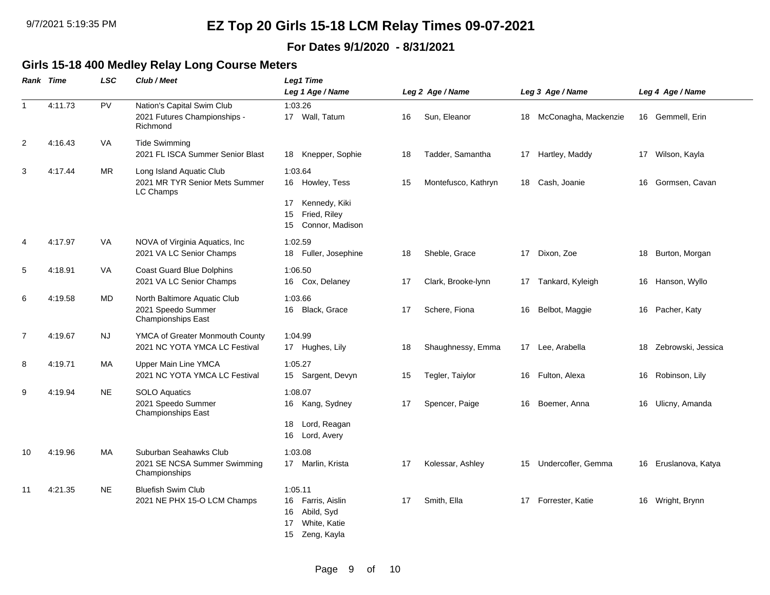# EZ Top 20 Girls 15-18 LCM Relay Times 09-07-2021

**For Dates 9/1/2020 - 8/31/2021**

## Girls 15-18 400 Medley Relay Long Course Meters

| Rank | Time | LSC | Club / Meet | Leg1 Time / Leg 1 Age / Name | Leg 2 Age / Name | Leg 3 Age / Name | Leg 4 Age / Name |
|---|---|---|---|---|---|---|---|
| 1 | 4:11.73 | PV | Nation's Capital Swim Club<br>2021 Futures Championships - Richmond | 1:03.26<br>17 Wall, Tatum | 16 Sun, Eleanor | 18 McConagha, Mackenzie | 16 Gemmell, Erin |
| 2 | 4:16.43 | VA | Tide Swimming<br>2021 FL ISCA Summer Senior Blast | 18 Knepper, Sophie | 18 Tadder, Samantha | 17 Hartley, Maddy | 17 Wilson, Kayla |
| 3 | 4:17.44 | MR | Long Island Aquatic Club<br>2021 MR TYR Senior Mets Summer LC Champs | 1:03.64<br>16 Howley, Tess<br>17 Kennedy, Kiki<br>15 Fried, Riley<br>15 Connor, Madison | 15 Montefusco, Kathryn | 18 Cash, Joanie | 16 Gormsen, Cavan |
| 4 | 4:17.97 | VA | NOVA of Virginia Aquatics, Inc<br>2021 VA LC Senior Champs | 1:02.59<br>18 Fuller, Josephine | 18 Sheble, Grace | 17 Dixon, Zoe | 18 Burton, Morgan |
| 5 | 4:18.91 | VA | Coast Guard Blue Dolphins<br>2021 VA LC Senior Champs | 1:06.50<br>16 Cox, Delaney | 17 Clark, Brooke-lynn | 17 Tankard, Kyleigh | 16 Hanson, Wyllo |
| 6 | 4:19.58 | MD | North Baltimore Aquatic Club<br>2021 Speedo Summer Championships East | 1:03.66<br>16 Black, Grace | 17 Schere, Fiona | 16 Belbot, Maggie | 16 Pacher, Katy |
| 7 | 4:19.67 | NJ | YMCA of Greater Monmouth County<br>2021 NC YOTA YMCA LC Festival | 1:04.99<br>17 Hughes, Lily | 18 Shaughnessy, Emma | 17 Lee, Arabella | 18 Zebrowski, Jessica |
| 8 | 4:19.71 | MA | Upper Main Line YMCA<br>2021 NC YOTA YMCA LC Festival | 1:05.27<br>15 Sargent, Devyn | 15 Tegler, Taiylor | 16 Fulton, Alexa | 16 Robinson, Lily |
| 9 | 4:19.94 | NE | SOLO Aquatics<br>2021 Speedo Summer Championships East | 1:08.07<br>16 Kang, Sydney<br>18 Lord, Reagan<br>16 Lord, Avery | 17 Spencer, Paige | 16 Boemer, Anna | 16 Ulicny, Amanda |
| 10 | 4:19.96 | MA | Suburban Seahawks Club<br>2021 SE NCSA Summer Swimming Championships | 1:03.08<br>17 Marlin, Krista | 17 Kolessar, Ashley | 15 Undercofler, Gemma | 16 Eruslanova, Katya |
| 11 | 4:21.35 | NE | Bluefish Swim Club<br>2021 NE PHX 15-O LCM Champs | 1:05.11<br>16 Farris, Aislin<br>16 Abild, Syd<br>17 White, Katie<br>15 Zeng, Kayla | 17 Smith, Ella | 17 Forrester, Katie | 16 Wright, Brynn |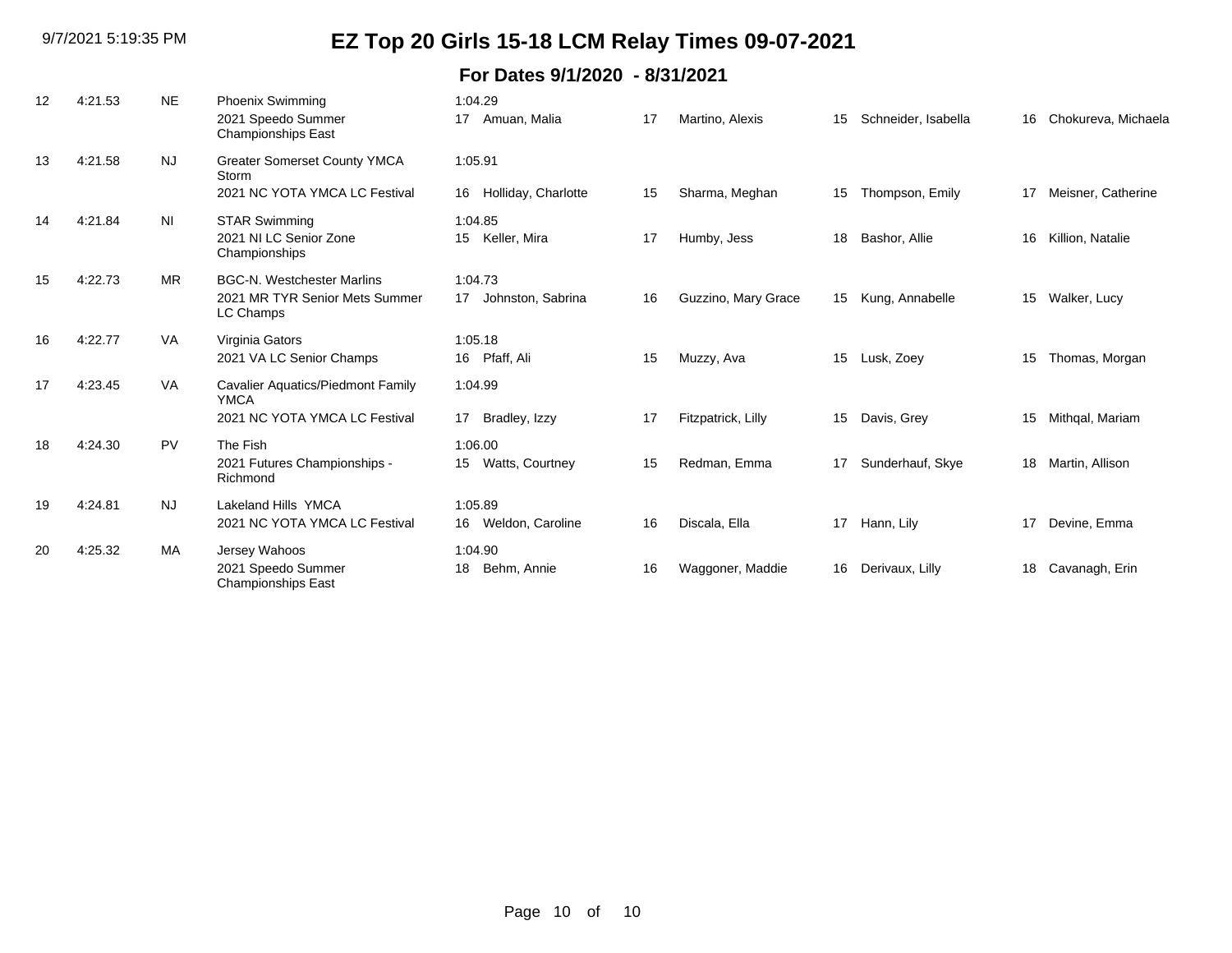# EZ Top 20 Girls 15-18 LCM Relay Times 09-07-2021

## For Dates 9/1/2020 - 8/31/2021

| | | | | | | | | | | | | |
|---|---|---|---|---|---|---|---|---|---|---|---|---|
| 12 | 4:21.53 | NE | Phoenix Swimming<br>2021 Speedo Summer Championships East | 1:04.29<br>17 | Amuan, Malia | 17 | Martino, Alexis | 15 | Schneider, Isabella | 16 | Chokureva, Michaela | |
| 13 | 4:21.58 | NJ | Greater Somerset County YMCA Storm<br>2021 NC YOTA YMCA LC Festival | 1:05.91<br>16 | Holliday, Charlotte | 15 | Sharma, Meghan | 15 | Thompson, Emily | 17 | Meisner, Catherine | |
| 14 | 4:21.84 | NI | STAR Swimming<br>2021 NI LC Senior Zone Championships | 1:04.85<br>15 | Keller, Mira | 17 | Humby, Jess | 18 | Bashor, Allie | 16 | Killion, Natalie | |
| 15 | 4:22.73 | MR | BGC-N. Westchester Marlins<br>2021 MR TYR Senior Mets Summer LC Champs | 1:04.73<br>17 | Johnston, Sabrina | 16 | Guzzino, Mary Grace | 15 | Kung, Annabelle | 15 | Walker, Lucy | |
| 16 | 4:22.77 | VA | Virginia Gators<br>2021 VA LC Senior Champs | 1:05.18<br>16 | Pfaff, Ali | 15 | Muzzy, Ava | 15 | Lusk, Zoey | 15 | Thomas, Morgan | |
| 17 | 4:23.45 | VA | Cavalier Aquatics/Piedmont Family YMCA<br>2021 NC YOTA YMCA LC Festival | 1:04.99<br>17 | Bradley, Izzy | 17 | Fitzpatrick, Lilly | 15 | Davis, Grey | 15 | Mithqal, Mariam | |
| 18 | 4:24.30 | PV | The Fish<br>2021 Futures Championships - Richmond | 1:06.00<br>15 | Watts, Courtney | 15 | Redman, Emma | 17 | Sunderhauf, Skye | 18 | Martin, Allison | |
| 19 | 4:24.81 | NJ | Lakeland Hills YMCA<br>2021 NC YOTA YMCA LC Festival | 1:05.89<br>16 | Weldon, Caroline | 16 | Discala, Ella | 17 | Hann, Lily | 17 | Devine, Emma | |
| 20 | 4:25.32 | MA | Jersey Wahoos<br>2021 Speedo Summer Championships East | 1:04.90<br>18 | Behm, Annie | 16 | Waggoner, Maddie | 16 | Derivaux, Lilly | 18 | Cavanagh, Erin | |